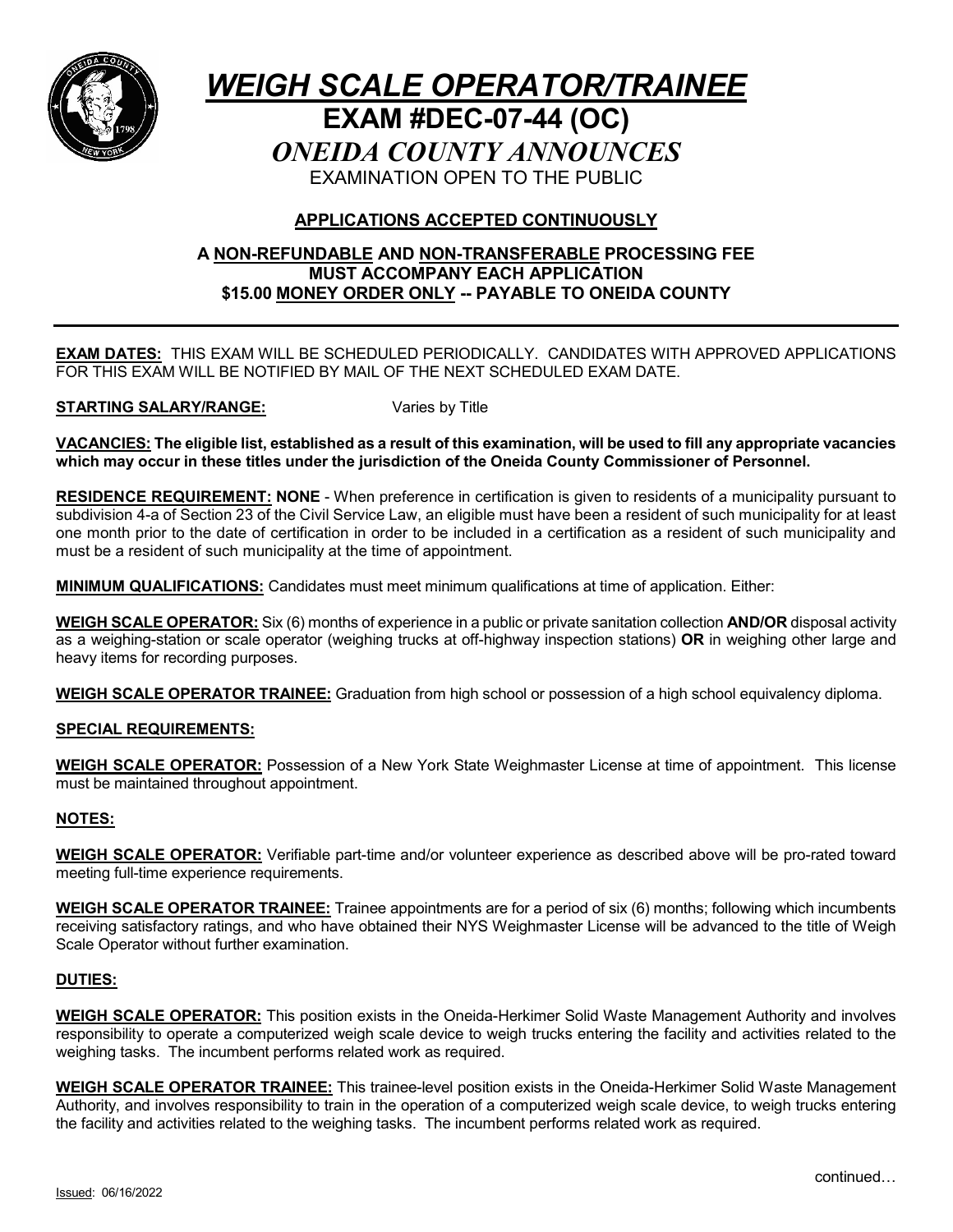# *WEIGH SCALE OPERATOR/TRAINEE*

## EXAM #DEC-07-44 (OC)

## *ONEIDA COUNTY ANNOUNCES*

EXAMINATION OPEN TO THE PUBLIC

**APPLICATIONS ACCEPTED CONTINUOUSLY**

**A NON-REFUNDABLE AND NON-TRANSFERABLE PROCESSING FEE MUST ACCOMPANY EACH APPLICATION $15.00 MONEY ORDER ONLY -- PAYABLE TO ONEIDA COUNTY**

---

**EXAM DATES:** THIS EXAM WILL BE SCHEDULED PERIODICALLY. CANDIDATES WITH APPROVED APPLICATIONS FOR THIS EXAM WILL BE NOTIFIED BY MAIL OF THE NEXT SCHEDULED EXAM DATE.

**STARTING SALARY/RANGE:** Varies by Title

**VACANCIES: The eligible list, established as a result of this examination, will be used to fill any appropriate vacancies which may occur in these titles under the jurisdiction of the Oneida County Commissioner of Personnel.**

**RESIDENCE REQUIREMENT: NONE** - When preference in certification is given to residents of a municipality pursuant to subdivision 4-a of Section 23 of the Civil Service Law, an eligible must have been a resident of such municipality for at least one month prior to the date of certification in order to be included in a certification as a resident of such municipality and must be a resident of such municipality at the time of appointment.

**MINIMUM QUALIFICATIONS:** Candidates must meet minimum qualifications at time of application. Either:

**WEIGH SCALE OPERATOR:** Six (6) months of experience in a public or private sanitation collection **AND/OR** disposal activity as a weighing-station or scale operator (weighing trucks at off-highway inspection stations) **OR** in weighing other large and heavy items for recording purposes.

**WEIGH SCALE OPERATOR TRAINEE:** Graduation from high school or possession of a high school equivalency diploma.

**SPECIAL REQUIREMENTS:**

**WEIGH SCALE OPERATOR:** Possession of a New York State Weighmaster License at time of appointment. This license must be maintained throughout appointment.

**NOTES:**

**WEIGH SCALE OPERATOR:** Verifiable part-time and/or volunteer experience as described above will be pro-rated toward meeting full-time experience requirements.

**WEIGH SCALE OPERATOR TRAINEE:** Trainee appointments are for a period of six (6) months; following which incumbents receiving satisfactory ratings, and who have obtained their NYS Weighmaster License will be advanced to the title of Weigh Scale Operator without further examination.

**DUTIES:**

**WEIGH SCALE OPERATOR:** This position exists in the Oneida-Herkimer Solid Waste Management Authority and involves responsibility to operate a computerized weigh scale device to weigh trucks entering the facility and activities related to the weighing tasks. The incumbent performs related work as required.

**WEIGH SCALE OPERATOR TRAINEE:** This trainee-level position exists in the Oneida-Herkimer Solid Waste Management Authority, and involves responsibility to train in the operation of a computerized weigh scale device, to weigh trucks entering the facility and activities related to the weighing tasks. The incumbent performs related work as required.

continued…

Issued: 06/16/2022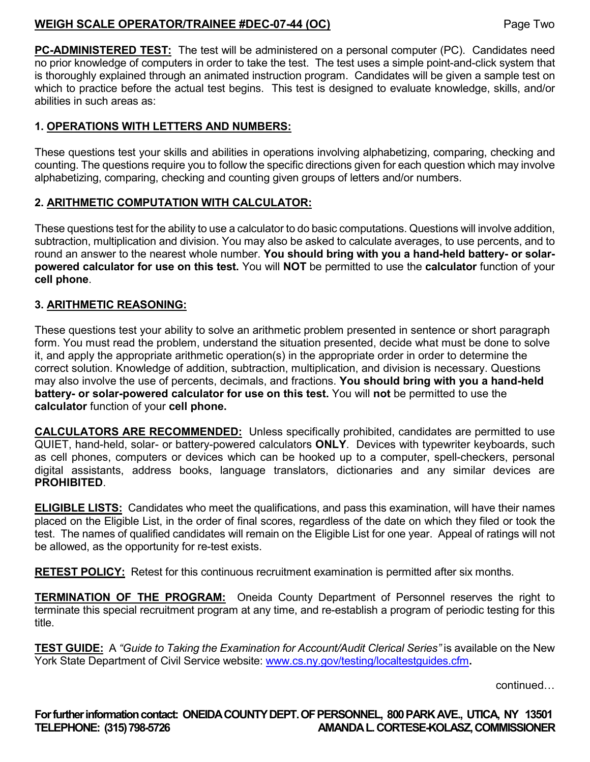**PC-ADMINISTERED TEST:** The test will be administered on a personal computer (PC). Candidates need no prior knowledge of computers in order to take the test. The test uses a simple point-and-click system that is thoroughly explained through an animated instruction program. Candidates will be given a sample test on which to practice before the actual test begins. This test is designed to evaluate knowledge, skills, and/or abilities in such areas as:

**1. OPERATIONS WITH LETTERS AND NUMBERS:**

These questions test your skills and abilities in operations involving alphabetizing, comparing, checking and counting. The questions require you to follow the specific directions given for each question which may involve alphabetizing, comparing, checking and counting given groups of letters and/or numbers.

**2. ARITHMETIC COMPUTATION WITH CALCULATOR:**

These questions test for the ability to use a calculator to do basic computations. Questions will involve addition, subtraction, multiplication and division. You may also be asked to calculate averages, to use percents, and to round an answer to the nearest whole number. **You should bring with you a hand-held battery- or solar-powered calculator for use on this test.** You will **NOT** be permitted to use the **calculator** function of your **cell phone**.

**3. ARITHMETIC REASONING:**

These questions test your ability to solve an arithmetic problem presented in sentence or short paragraph form. You must read the problem, understand the situation presented, decide what must be done to solve it, and apply the appropriate arithmetic operation(s) in the appropriate order in order to determine the correct solution. Knowledge of addition, subtraction, multiplication, and division is necessary. Questions may also involve the use of percents, decimals, and fractions. **You should bring with you a hand-held battery- or solar-powered calculator for use on this test.** You will **not** be permitted to use the **calculator** function of your **cell phone.**

**CALCULATORS ARE RECOMMENDED:** Unless specifically prohibited, candidates are permitted to use QUIET, hand-held, solar- or battery-powered calculators **ONLY**. Devices with typewriter keyboards, such as cell phones, computers or devices which can be hooked up to a computer, spell-checkers, personal digital assistants, address books, language translators, dictionaries and any similar devices are **PROHIBITED**.

**ELIGIBLE LISTS:** Candidates who meet the qualifications, and pass this examination, will have their names placed on the Eligible List, in the order of final scores, regardless of the date on which they filed or took the test. The names of qualified candidates will remain on the Eligible List for one year. Appeal of ratings will not be allowed, as the opportunity for re-test exists.

**RETEST POLICY:** Retest for this continuous recruitment examination is permitted after six months.

**TERMINATION OF THE PROGRAM:** Oneida County Department of Personnel reserves the right to terminate this special recruitment program at any time, and re-establish a program of periodic testing for this title.

**TEST GUIDE:** A *"Guide to Taking the Examination for Account/Audit Clerical Series"* is available on the New York State Department of Civil Service website: [www.cs.ny.gov/testing/localtestguides.cfm](www.cs.ny.gov/testing/localtestguides.cfm)**.**

continued…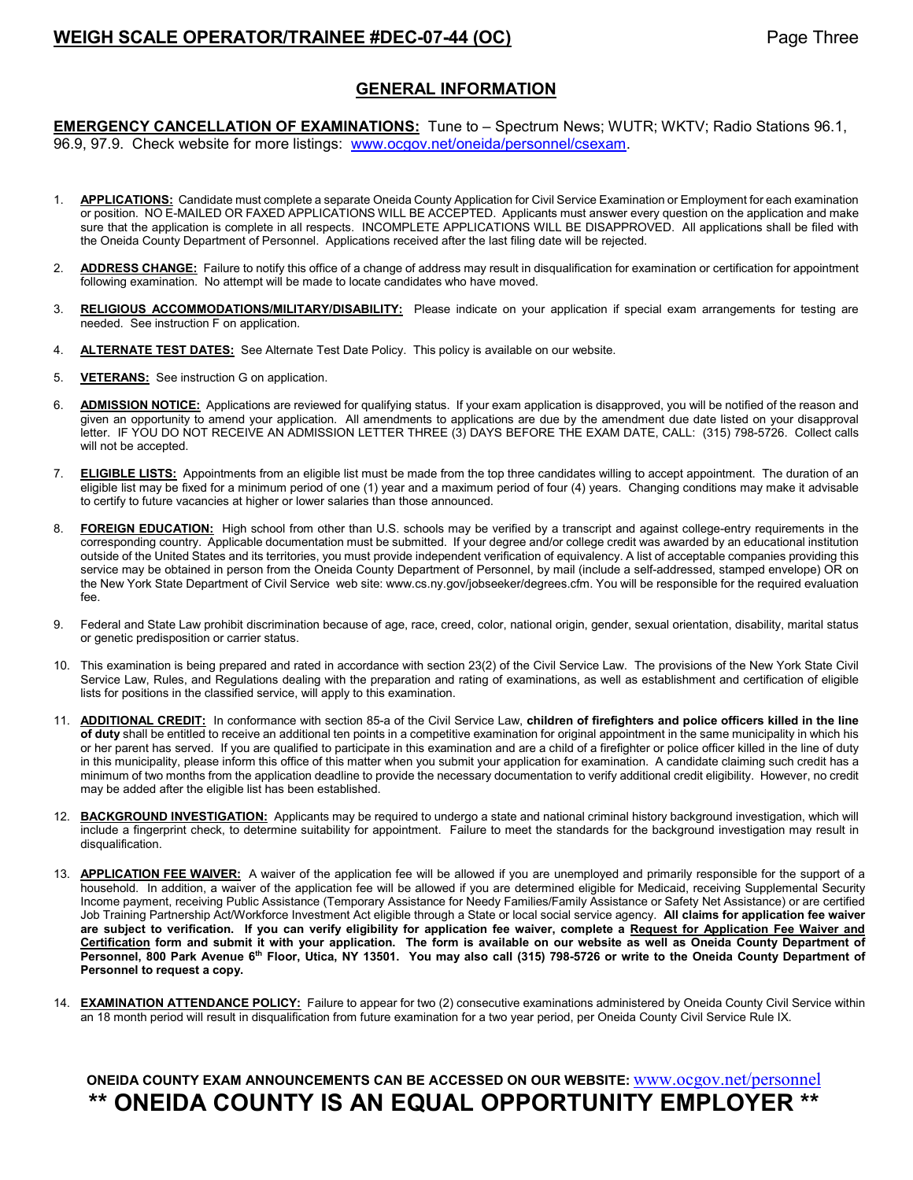## GENERAL INFORMATION

**EMERGENCY CANCELLATION OF EXAMINATIONS:** Tune to – Spectrum News; WUTR; WKTV; Radio Stations 96.1, 96.9, 97.9. Check website for more listings: www.ocgov.net/oneida/personnel/csexam.

1. **APPLICATIONS:** Candidate must complete a separate Oneida County Application for Civil Service Examination or Employment for each examination or position. NO E-MAILED OR FAXED APPLICATIONS WILL BE ACCEPTED. Applicants must answer every question on the application and make sure that the application is complete in all respects. INCOMPLETE APPLICATIONS WILL BE DISAPPROVED. All applications shall be filed with the Oneida County Department of Personnel. Applications received after the last filing date will be rejected.

2. **ADDRESS CHANGE:** Failure to notify this office of a change of address may result in disqualification for examination or certification for appointment following examination. No attempt will be made to locate candidates who have moved.

3. **RELIGIOUS ACCOMMODATIONS/MILITARY/DISABILITY:** Please indicate on your application if special exam arrangements for testing are needed. See instruction F on application.

4. **ALTERNATE TEST DATES:** See Alternate Test Date Policy. This policy is available on our website.

5. **VETERANS:** See instruction G on application.

6. **ADMISSION NOTICE:** Applications are reviewed for qualifying status. If your exam application is disapproved, you will be notified of the reason and given an opportunity to amend your application. All amendments to applications are due by the amendment due date listed on your disapproval letter. IF YOU DO NOT RECEIVE AN ADMISSION LETTER THREE (3) DAYS BEFORE THE EXAM DATE, CALL: (315) 798-5726. Collect calls will not be accepted.

7. **ELIGIBLE LISTS:** Appointments from an eligible list must be made from the top three candidates willing to accept appointment. The duration of an eligible list may be fixed for a minimum period of one (1) year and a maximum period of four (4) years. Changing conditions may make it advisable to certify to future vacancies at higher or lower salaries than those announced.

8. **FOREIGN EDUCATION:** High school from other than U.S. schools may be verified by a transcript and against college-entry requirements in the corresponding country. Applicable documentation must be submitted. If your degree and/or college credit was awarded by an educational institution outside of the United States and its territories, you must provide independent verification of equivalency. A list of acceptable companies providing this service may be obtained in person from the Oneida County Department of Personnel, by mail (include a self-addressed, stamped envelope) OR on the New York State Department of Civil Service web site: www.cs.ny.gov/jobseeker/degrees.cfm. You will be responsible for the required evaluation fee.

9. Federal and State Law prohibit discrimination because of age, race, creed, color, national origin, gender, sexual orientation, disability, marital status or genetic predisposition or carrier status.

10. This examination is being prepared and rated in accordance with section 23(2) of the Civil Service Law. The provisions of the New York State Civil Service Law, Rules, and Regulations dealing with the preparation and rating of examinations, as well as establishment and certification of eligible lists for positions in the classified service, will apply to this examination.

11. **ADDITIONAL CREDIT:** In conformance with section 85-a of the Civil Service Law, **children of firefighters and police officers killed in the line of duty** shall be entitled to receive an additional ten points in a competitive examination for original appointment in the same municipality in which his or her parent has served. If you are qualified to participate in this examination and are a child of a firefighter or police officer killed in the line of duty in this municipality, please inform this office of this matter when you submit your application for examination. A candidate claiming such credit has a minimum of two months from the application deadline to provide the necessary documentation to verify additional credit eligibility. However, no credit may be added after the eligible list has been established.

12. **BACKGROUND INVESTIGATION:** Applicants may be required to undergo a state and national criminal history background investigation, which will include a fingerprint check, to determine suitability for appointment. Failure to meet the standards for the background investigation may result in disqualification.

13. **APPLICATION FEE WAIVER:** A waiver of the application fee will be allowed if you are unemployed and primarily responsible for the support of a household. In addition, a waiver of the application fee will be allowed if you are determined eligible for Medicaid, receiving Supplemental Security Income payment, receiving Public Assistance (Temporary Assistance for Needy Families/Family Assistance or Safety Net Assistance) or are certified Job Training Partnership Act/Workforce Investment Act eligible through a State or local social service agency. **All claims for application fee waiver are subject to verification. If you can verify eligibility for application fee waiver, complete a Request for Application Fee Waiver and Certification form and submit it with your application. The form is available on our website as well as Oneida County Department of Personnel, 800 Park Avenue 6th Floor, Utica, NY 13501. You may also call (315) 798-5726 or write to the Oneida County Department of Personnel to request a copy.**

14. **EXAMINATION ATTENDANCE POLICY:** Failure to appear for two (2) consecutive examinations administered by Oneida County Civil Service within an 18 month period will result in disqualification from future examination for a two year period, per Oneida County Civil Service Rule IX.

**ONEIDA COUNTY EXAM ANNOUNCEMENTS CAN BE ACCESSED ON OUR WEBSITE:** www.ocgov.net/personnel

**\*\* ONEIDA COUNTY IS AN EQUAL OPPORTUNITY EMPLOYER \*\***